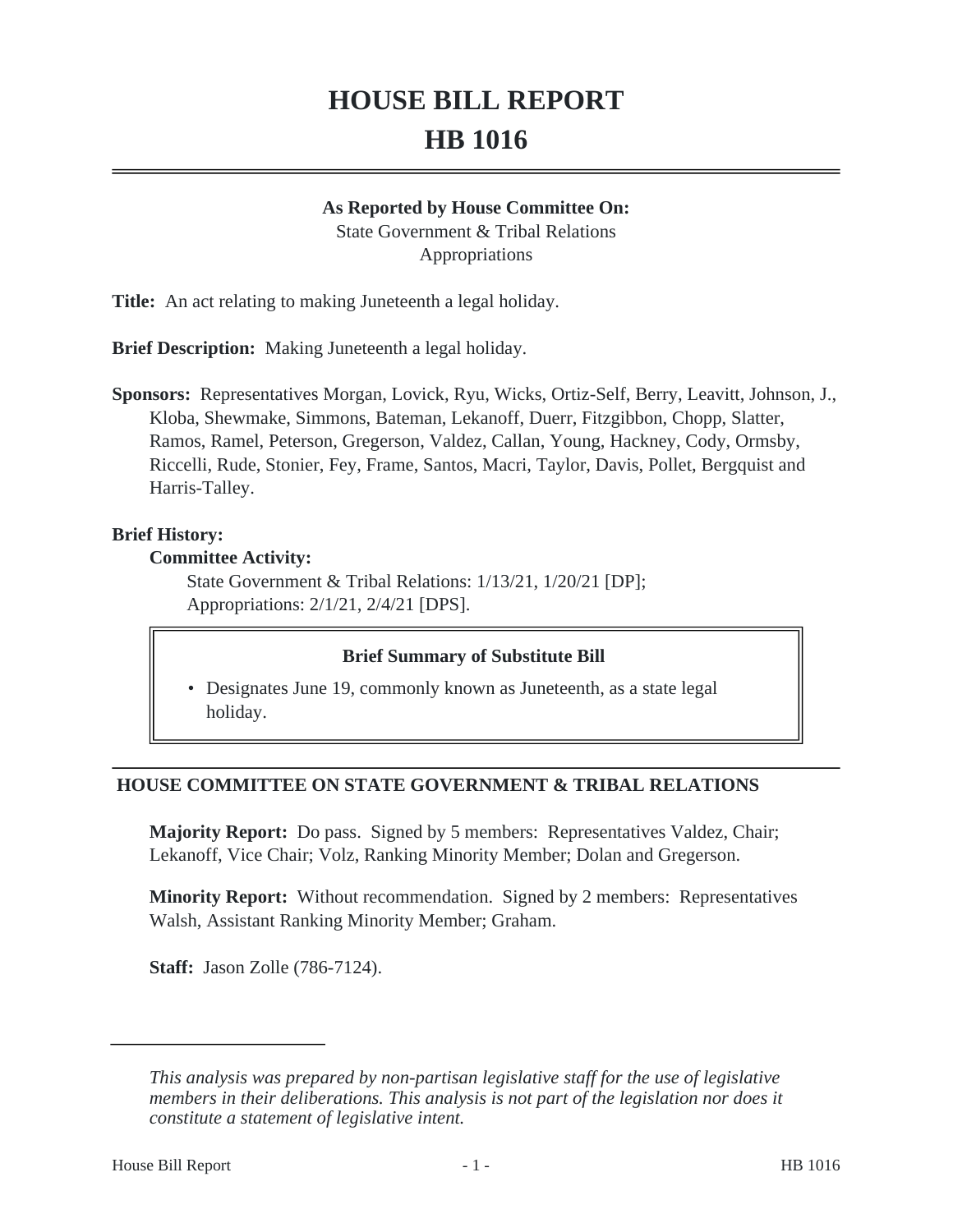# HOUSE BILL REPORT
# HB 1016

**As Reported by House Committee On:**
State Government & Tribal Relations
Appropriations

**Title:** An act relating to making Juneteenth a legal holiday.

**Brief Description:** Making Juneteenth a legal holiday.

**Sponsors:** Representatives Morgan, Lovick, Ryu, Wicks, Ortiz-Self, Berry, Leavitt, Johnson, J., Kloba, Shewmake, Simmons, Bateman, Lekanoff, Duerr, Fitzgibbon, Chopp, Slatter, Ramos, Ramel, Peterson, Gregerson, Valdez, Callan, Young, Hackney, Cody, Ormsby, Riccelli, Rude, Stonier, Fey, Frame, Santos, Macri, Taylor, Davis, Pollet, Bergquist and Harris-Talley.

**Brief History:**

**Committee Activity:**

State Government & Tribal Relations: 1/13/21, 1/20/21 [DP];
Appropriations: 2/1/21, 2/4/21 [DPS].

**Brief Summary of Substitute Bill**

- Designates June 19, commonly known as Juneteenth, as a state legal holiday.

## HOUSE COMMITTEE ON STATE GOVERNMENT & TRIBAL RELATIONS

**Majority Report:** Do pass. Signed by 5 members: Representatives Valdez, Chair; Lekanoff, Vice Chair; Volz, Ranking Minority Member; Dolan and Gregerson.

**Minority Report:** Without recommendation. Signed by 2 members: Representatives Walsh, Assistant Ranking Minority Member; Graham.

**Staff:** Jason Zolle (786-7124).

---

*This analysis was prepared by non-partisan legislative staff for the use of legislative members in their deliberations. This analysis is not part of the legislation nor does it constitute a statement of legislative intent.*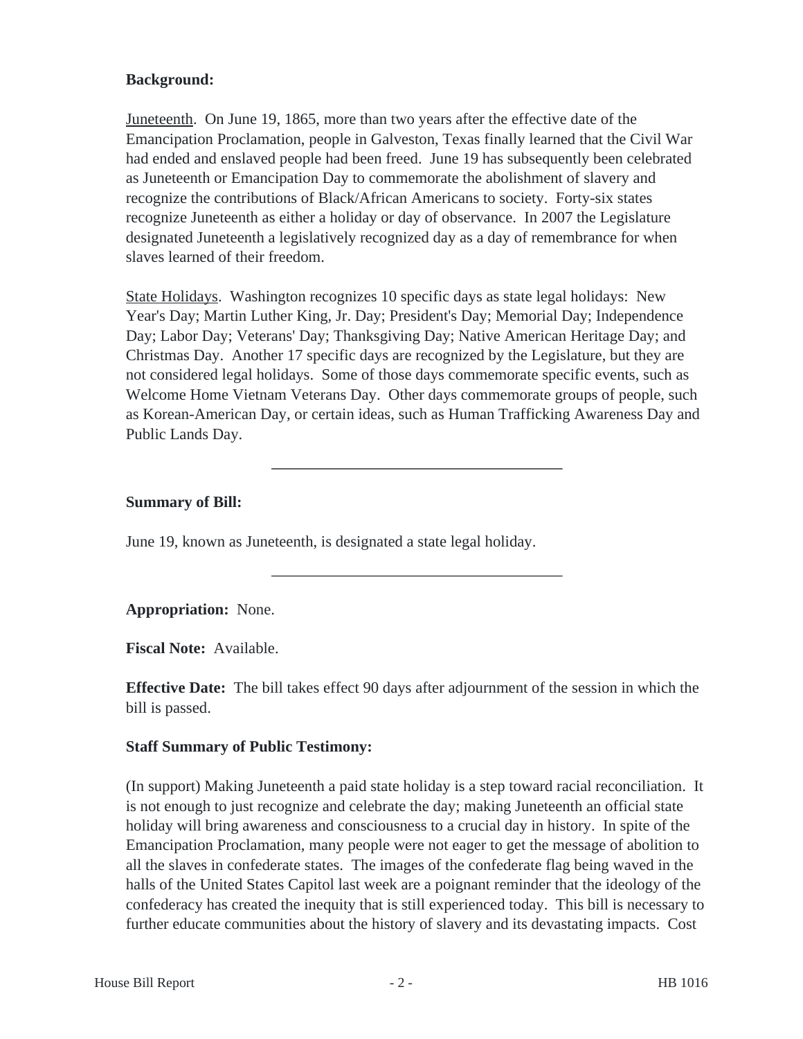**Background:**

Juneteenth. On June 19, 1865, more than two years after the effective date of the Emancipation Proclamation, people in Galveston, Texas finally learned that the Civil War had ended and enslaved people had been freed. June 19 has subsequently been celebrated as Juneteenth or Emancipation Day to commemorate the abolishment of slavery and recognize the contributions of Black/African Americans to society. Forty-six states recognize Juneteenth as either a holiday or day of observance. In 2007 the Legislature designated Juneteenth a legislatively recognized day as a day of remembrance for when slaves learned of their freedom.

State Holidays. Washington recognizes 10 specific days as state legal holidays: New Year's Day; Martin Luther King, Jr. Day; President's Day; Memorial Day; Independence Day; Labor Day; Veterans' Day; Thanksgiving Day; Native American Heritage Day; and Christmas Day. Another 17 specific days are recognized by the Legislature, but they are not considered legal holidays. Some of those days commemorate specific events, such as Welcome Home Vietnam Veterans Day. Other days commemorate groups of people, such as Korean-American Day, or certain ideas, such as Human Trafficking Awareness Day and Public Lands Day.

---

**Summary of Bill:**

June 19, known as Juneteenth, is designated a state legal holiday.

---

**Appropriation:** None.

**Fiscal Note:** Available.

**Effective Date:** The bill takes effect 90 days after adjournment of the session in which the bill is passed.

**Staff Summary of Public Testimony:**

(In support) Making Juneteenth a paid state holiday is a step toward racial reconciliation. It is not enough to just recognize and celebrate the day; making Juneteenth an official state holiday will bring awareness and consciousness to a crucial day in history. In spite of the Emancipation Proclamation, many people were not eager to get the message of abolition to all the slaves in confederate states. The images of the confederate flag being waved in the halls of the United States Capitol last week are a poignant reminder that the ideology of the confederacy has created the inequity that is still experienced today. This bill is necessary to further educate communities about the history of slavery and its devastating impacts. Cost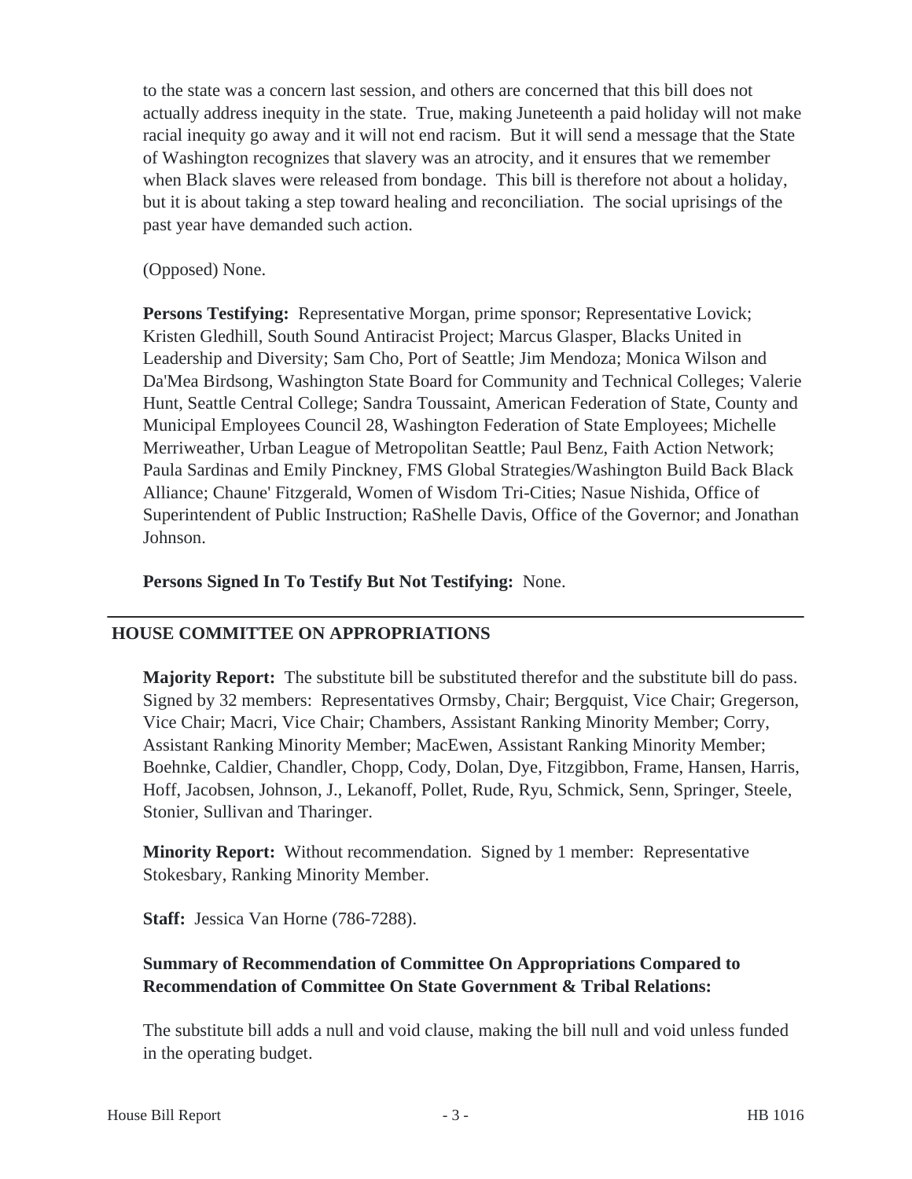to the state was a concern last session, and others are concerned that this bill does not actually address inequity in the state. True, making Juneteenth a paid holiday will not make racial inequity go away and it will not end racism. But it will send a message that the State of Washington recognizes that slavery was an atrocity, and it ensures that we remember when Black slaves were released from bondage. This bill is therefore not about a holiday, but it is about taking a step toward healing and reconciliation. The social uprisings of the past year have demanded such action.

(Opposed) None.

**Persons Testifying:** Representative Morgan, prime sponsor; Representative Lovick; Kristen Gledhill, South Sound Antiracist Project; Marcus Glasper, Blacks United in Leadership and Diversity; Sam Cho, Port of Seattle; Jim Mendoza; Monica Wilson and Da'Mea Birdsong, Washington State Board for Community and Technical Colleges; Valerie Hunt, Seattle Central College; Sandra Toussaint, American Federation of State, County and Municipal Employees Council 28, Washington Federation of State Employees; Michelle Merriweather, Urban League of Metropolitan Seattle; Paul Benz, Faith Action Network; Paula Sardinas and Emily Pinckney, FMS Global Strategies/Washington Build Back Black Alliance; Chaune' Fitzgerald, Women of Wisdom Tri-Cities; Nasue Nishida, Office of Superintendent of Public Instruction; RaShelle Davis, Office of the Governor; and Jonathan Johnson.

**Persons Signed In To Testify But Not Testifying:** None.

---

## HOUSE COMMITTEE ON APPROPRIATIONS

**Majority Report:** The substitute bill be substituted therefor and the substitute bill do pass. Signed by 32 members: Representatives Ormsby, Chair; Bergquist, Vice Chair; Gregerson, Vice Chair; Macri, Vice Chair; Chambers, Assistant Ranking Minority Member; Corry, Assistant Ranking Minority Member; MacEwen, Assistant Ranking Minority Member; Boehnke, Caldier, Chandler, Chopp, Cody, Dolan, Dye, Fitzgibbon, Frame, Hansen, Harris, Hoff, Jacobsen, Johnson, J., Lekanoff, Pollet, Rude, Ryu, Schmick, Senn, Springer, Steele, Stonier, Sullivan and Tharinger.

**Minority Report:** Without recommendation. Signed by 1 member: Representative Stokesbary, Ranking Minority Member.

**Staff:** Jessica Van Horne (786-7288).

**Summary of Recommendation of Committee On Appropriations Compared to Recommendation of Committee On State Government & Tribal Relations:**

The substitute bill adds a null and void clause, making the bill null and void unless funded in the operating budget.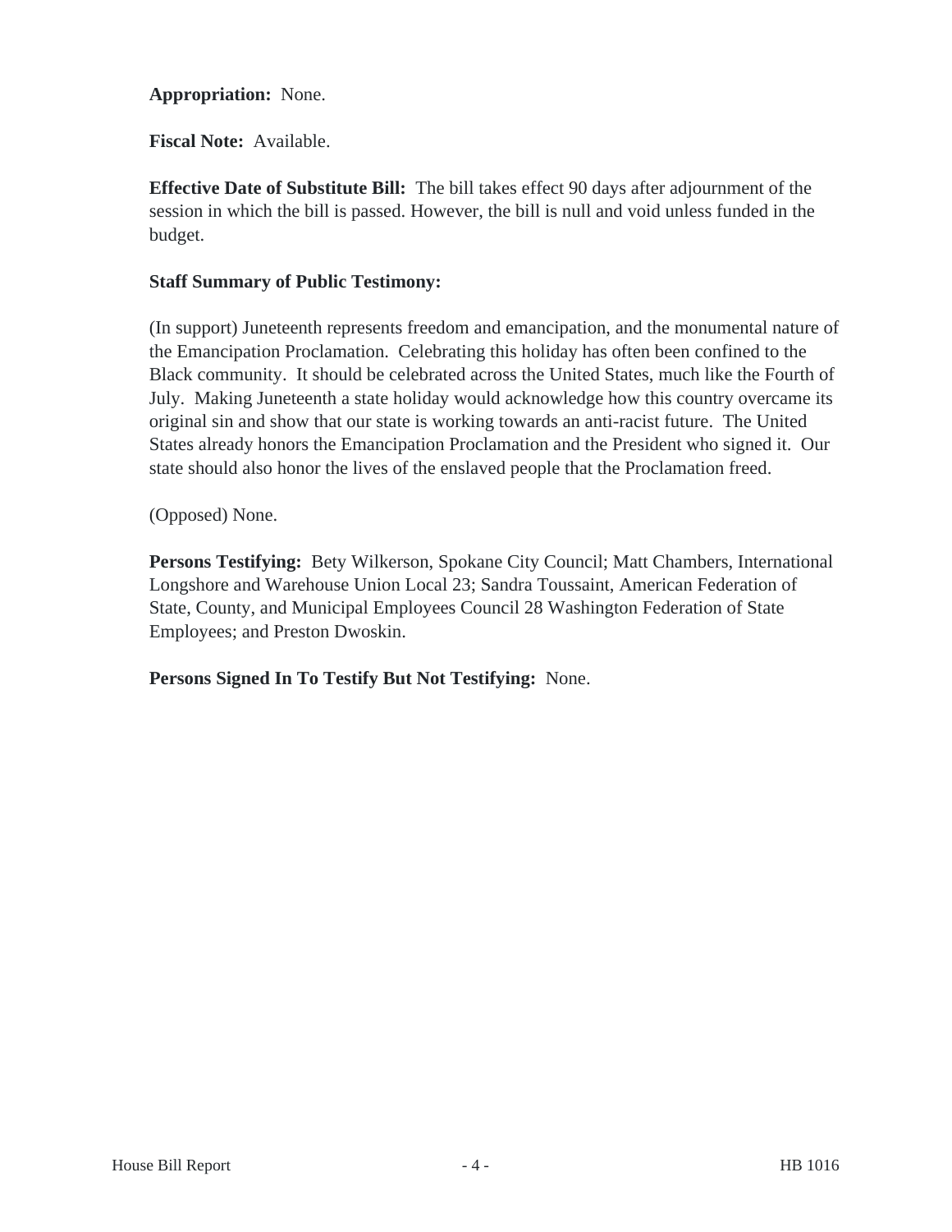**Appropriation:** None.

**Fiscal Note:** Available.

**Effective Date of Substitute Bill:** The bill takes effect 90 days after adjournment of the session in which the bill is passed. However, the bill is null and void unless funded in the budget.

**Staff Summary of Public Testimony:**

(In support) Juneteenth represents freedom and emancipation, and the monumental nature of the Emancipation Proclamation. Celebrating this holiday has often been confined to the Black community. It should be celebrated across the United States, much like the Fourth of July. Making Juneteenth a state holiday would acknowledge how this country overcame its original sin and show that our state is working towards an anti-racist future. The United States already honors the Emancipation Proclamation and the President who signed it. Our state should also honor the lives of the enslaved people that the Proclamation freed.

(Opposed) None.

**Persons Testifying:** Bety Wilkerson, Spokane City Council; Matt Chambers, International Longshore and Warehouse Union Local 23; Sandra Toussaint, American Federation of State, County, and Municipal Employees Council 28 Washington Federation of State Employees; and Preston Dwoskin.

**Persons Signed In To Testify But Not Testifying:** None.